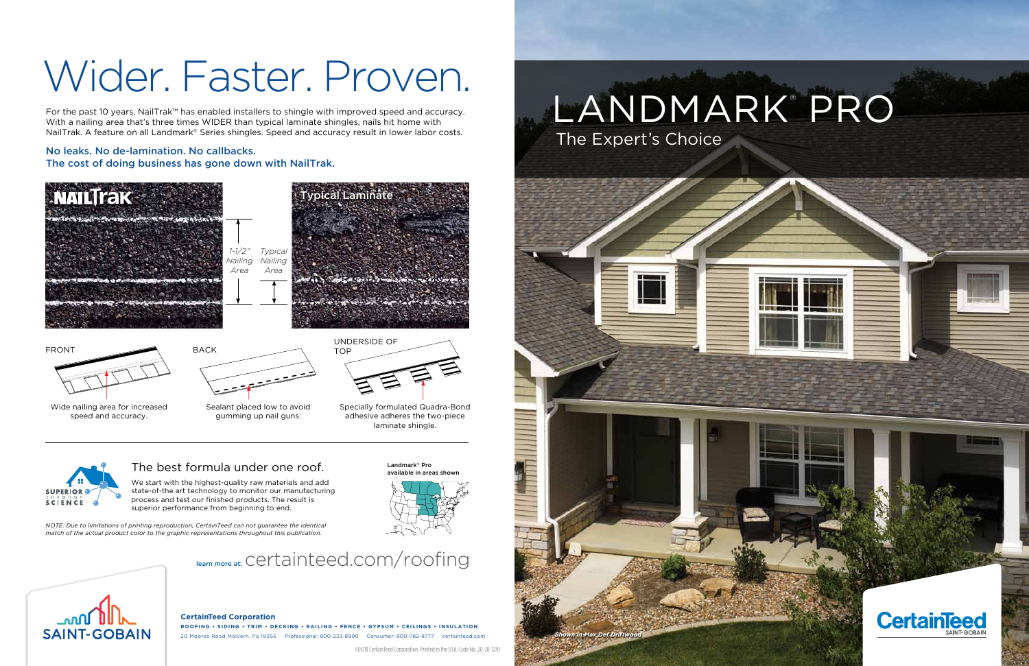# Wider. Faster. Proven.

For the past 10 years, NailTrak™ has enabled installers to shingle with improved speed and accuracy. With a nailing area that's three times WIDER than typical laminate shingles, nails hit home with NailTrak. A feature on all Landmark® Series shingles. Speed and accuracy result in lower labor costs.

**No leaks. No de-lamination. No callbacks.**
**The cost of doing business has gone down with NailTrak.**

NAILTrak

1-1/2" Nailing Area

Typical Nailing Area

Typical Laminate

FRONT

Wide nailing area for increased speed and accuracy.

BACK

Sealant placed low to avoid gumming up nail guns.

UNDERSIDE OF TOP

Specially formulated Quadra-Bond adhesive adheres the two-piece laminate shingle.

SUPERIOR THROUGH SCIENCE

## The best formula under one roof.

We start with the highest-quality raw materials and add state-of-the art technology to monitor our manufacturing process and test our finished products. The result is superior performance from beginning to end.

Landmark® Pro available in areas shown

*NOTE: Due to limitations of printing reproduction, CertainTeed can not guarantee the identical match of the actual product color to the graphic representations throughout this publication.*

learn more at: certainteed.com/roofing

SAINT-GOBAIN

**CertainTeed Corporation**

ROOFING • SIDING • TRIM • DECKING • RAILING • FENCE • GYPSUM • CEILINGS • INSULATION

20 Moores Road Malvern, Pa 19355 Professional: 800-233-8990 Consumer: 800-782-8777 certainteed.com

©01/18 CertainTeed Corporation, Printed in the USA, Code No. 20-20-3291

# LANDMARK® PRO

## The Expert's Choice

*Shown in Max Def Driftwood*

CertainTeed SAINT-GOBAIN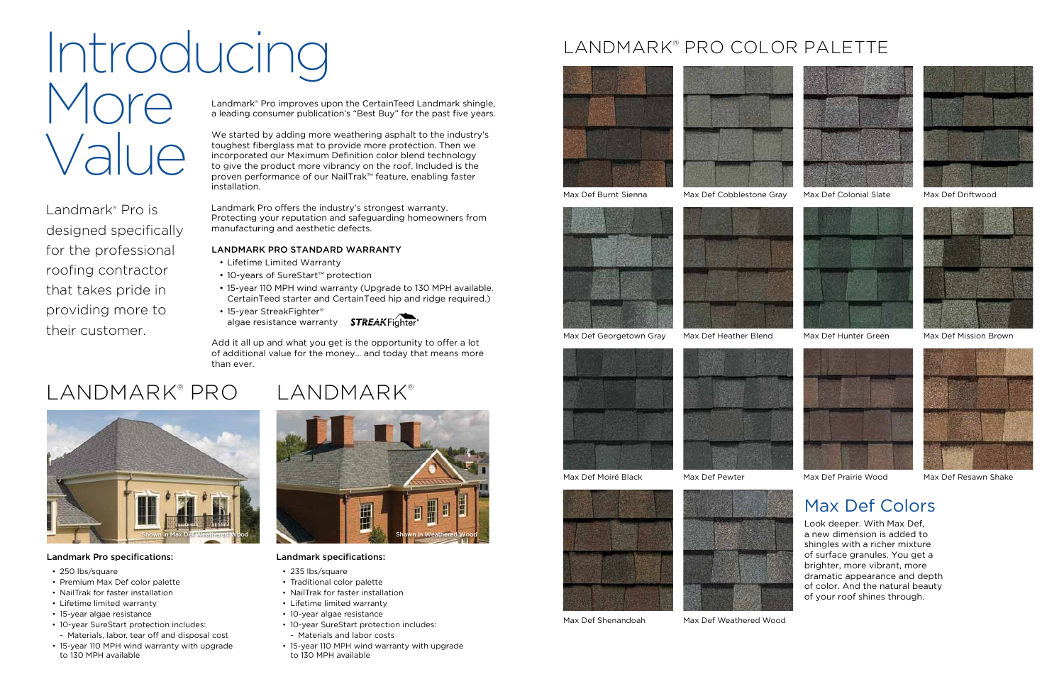# Introducing More Value

Landmark® Pro is designed specifically for the professional roofing contractor that takes pride in providing more to their customer.

Landmark® Pro improves upon the CertainTeed Landmark shingle, a leading consumer publication's "Best Buy" for the past five years.

We started by adding more weathering asphalt to the industry's toughest fiberglass mat to provide more protection. Then we incorporated our Maximum Definition color blend technology to give the product more vibrancy on the roof. Included is the proven performance of our NailTrak™ feature, enabling faster installation.

Landmark Pro offers the industry's strongest warranty. Protecting your reputation and safeguarding homeowners from manufacturing and aesthetic defects.

### LANDMARK PRO STANDARD WARRANTY

- Lifetime Limited Warranty
- 10-years of SureStart™ protection
- 15-year 110 MPH wind warranty (Upgrade to 130 MPH available. CertainTeed starter and CertainTeed hip and ridge required.)
- 15-year StreakFighter® algae resistance warranty

Add it all up and what you get is the opportunity to offer a lot of additional value for the money... and today that means more than ever.

## LANDMARK® PRO

Shown in Max Def Weathered Wood

**Landmark Pro specifications:**

- 250 lbs/square
- Premium Max Def color palette
- NailTrak for faster installation
- Lifetime limited warranty
- 15-year algae resistance
- 10-year SureStart protection includes:
  - Materials, labor, tear off and disposal cost
- 15-year 110 MPH wind warranty with upgrade to 130 MPH available

## LANDMARK®

Shown in Weathered Wood

**Landmark specifications:**

- 235 lbs/square
- Traditional color palette
- NailTrak for faster installation
- Lifetime limited warranty
- 10-year algae resistance
- 10-year SureStart protection includes:
  - Materials and labor costs
- 15-year 110 MPH wind warranty with upgrade to 130 MPH available

## LANDMARK® PRO COLOR PALETTE

Max Def Burnt Sienna

Max Def Cobblestone Gray

Max Def Colonial Slate

Max Def Driftwood

Max Def Georgetown Gray

Max Def Heather Blend

Max Def Hunter Green

Max Def Mission Brown

Max Def Moiré Black

Max Def Pewter

Max Def Prairie Wood

Max Def Resawn Shake

Max Def Shenandoah

Max Def Weathered Wood

## Max Def Colors

Look deeper. With Max Def, a new dimension is added to shingles with a richer mixture of surface granules. You get a brighter, more vibrant, more dramatic appearance and depth of color. And the natural beauty of your roof shines through.